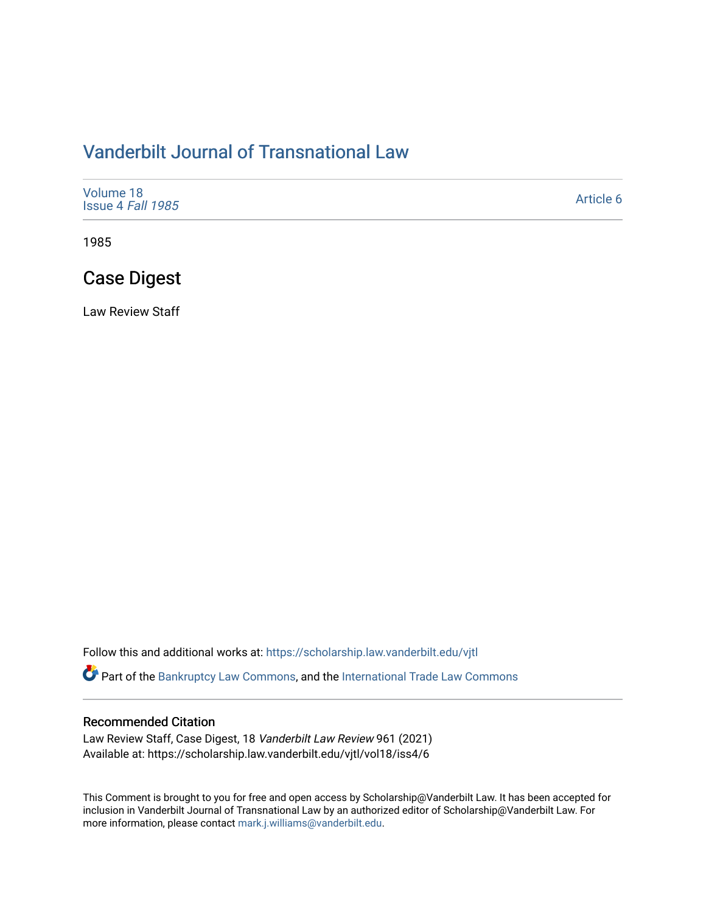# Vanderbilt Journal of Transnational Law

Volume 18
Issue 4 *Fall 1985*

Article 6

1985

## Case Digest

Law Review Staff

Follow this and additional works at: https://scholarship.law.vanderbilt.edu/vjtl

Part of the Bankruptcy Law Commons, and the International Trade Law Commons

### Recommended Citation

Law Review Staff, Case Digest, 18 *Vanderbilt Law Review* 961 (2021)
Available at: https://scholarship.law.vanderbilt.edu/vjtl/vol18/iss4/6

This Comment is brought to you for free and open access by Scholarship@Vanderbilt Law. It has been accepted for inclusion in Vanderbilt Journal of Transnational Law by an authorized editor of Scholarship@Vanderbilt Law. For more information, please contact mark.j.williams@vanderbilt.edu.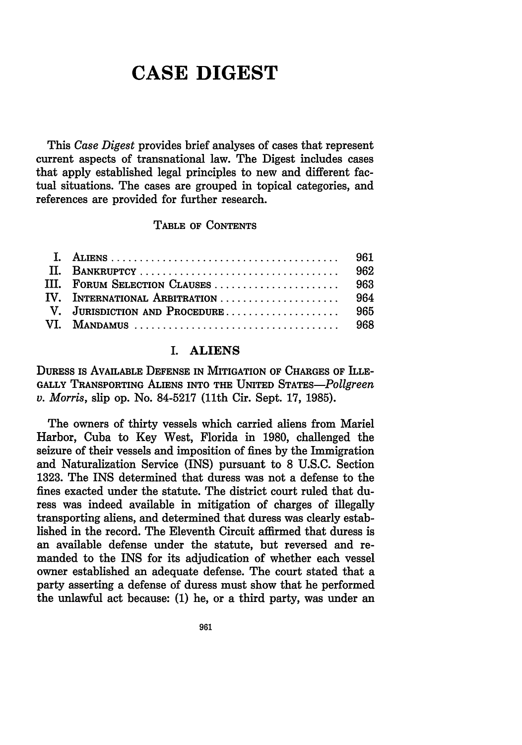# CASE DIGEST

This *Case Digest* provides brief analyses of cases that represent current aspects of transnational law. The Digest includes cases that apply established legal principles to new and different factual situations. The cases are grouped in topical categories, and references are provided for further research.

TABLE OF CONTENTS

| | | |
|---|---|---|
| I. | ALIENS | 961 |
| II. | BANKRUPTCY | 962 |
| III. | FORUM SELECTION CLAUSES | 963 |
| IV. | INTERNATIONAL ARBITRATION | 964 |
| V. | JURISDICTION AND PROCEDURE | 965 |
| VI. | MANDAMUS | 968 |

## I. ALIENS

DURESS IS AVAILABLE DEFENSE IN MITIGATION OF CHARGES OF ILLEGALLY TRANSPORTING ALIENS INTO THE UNITED STATES—*Pollgreen v. Morris*, slip op. No. 84-5217 (11th Cir. Sept. 17, 1985).

The owners of thirty vessels which carried aliens from Mariel Harbor, Cuba to Key West, Florida in 1980, challenged the seizure of their vessels and imposition of fines by the Immigration and Naturalization Service (INS) pursuant to 8 U.S.C. Section 1323. The INS determined that duress was not a defense to the fines exacted under the statute. The district court ruled that duress was indeed available in mitigation of charges of illegally transporting aliens, and determined that duress was clearly established in the record. The Eleventh Circuit affirmed that duress is an available defense under the statute, but reversed and remanded to the INS for its adjudication of whether each vessel owner established an adequate defense. The court stated that a party asserting a defense of duress must show that he performed the unlawful act because: (1) he, or a third party, was under an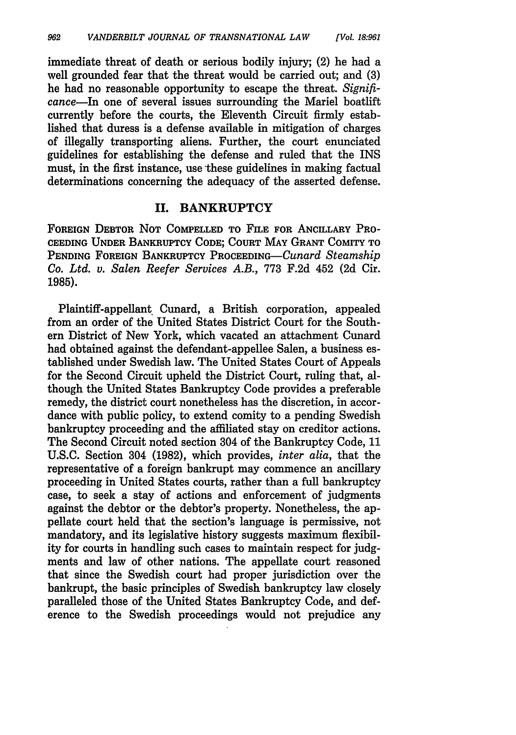immediate threat of death or serious bodily injury; (2) he had a well grounded fear that the threat would be carried out; and (3) he had no reasonable opportunity to escape the threat. *Significance*—In one of several issues surrounding the Mariel boatlift currently before the courts, the Eleventh Circuit firmly established that duress is a defense available in mitigation of charges of illegally transporting aliens. Further, the court enunciated guidelines for establishing the defense and ruled that the INS must, in the first instance, use these guidelines in making factual determinations concerning the adequacy of the asserted defense.

## II. BANKRUPTCY

FOREIGN DEBTOR NOT COMPELLED TO FILE FOR ANCILLARY PROCEEDING UNDER BANKRUPTCY CODE; COURT MAY GRANT COMITY TO PENDING FOREIGN BANKRUPTCY PROCEEDING—*Cunard Steamship Co. Ltd. v. Salen Reefer Services A.B.*, 773 F.2d 452 (2d Cir. 1985).

Plaintiff-appellant Cunard, a British corporation, appealed from an order of the United States District Court for the Southern District of New York, which vacated an attachment Cunard had obtained against the defendant-appellee Salen, a business established under Swedish law. The United States Court of Appeals for the Second Circuit upheld the District Court, ruling that, although the United States Bankruptcy Code provides a preferable remedy, the district court nonetheless has the discretion, in accordance with public policy, to extend comity to a pending Swedish bankruptcy proceeding and the affiliated stay on creditor actions. The Second Circuit noted section 304 of the Bankruptcy Code, 11 U.S.C. Section 304 (1982), which provides, *inter alia*, that the representative of a foreign bankrupt may commence an ancillary proceeding in United States courts, rather than a full bankruptcy case, to seek a stay of actions and enforcement of judgments against the debtor or the debtor's property. Nonetheless, the appellate court held that the section's language is permissive, not mandatory, and its legislative history suggests maximum flexibility for courts in handling such cases to maintain respect for judgments and law of other nations. The appellate court reasoned that since the Swedish court had proper jurisdiction over the bankrupt, the basic principles of Swedish bankruptcy law closely paralleled those of the United States Bankruptcy Code, and deference to the Swedish proceedings would not prejudice any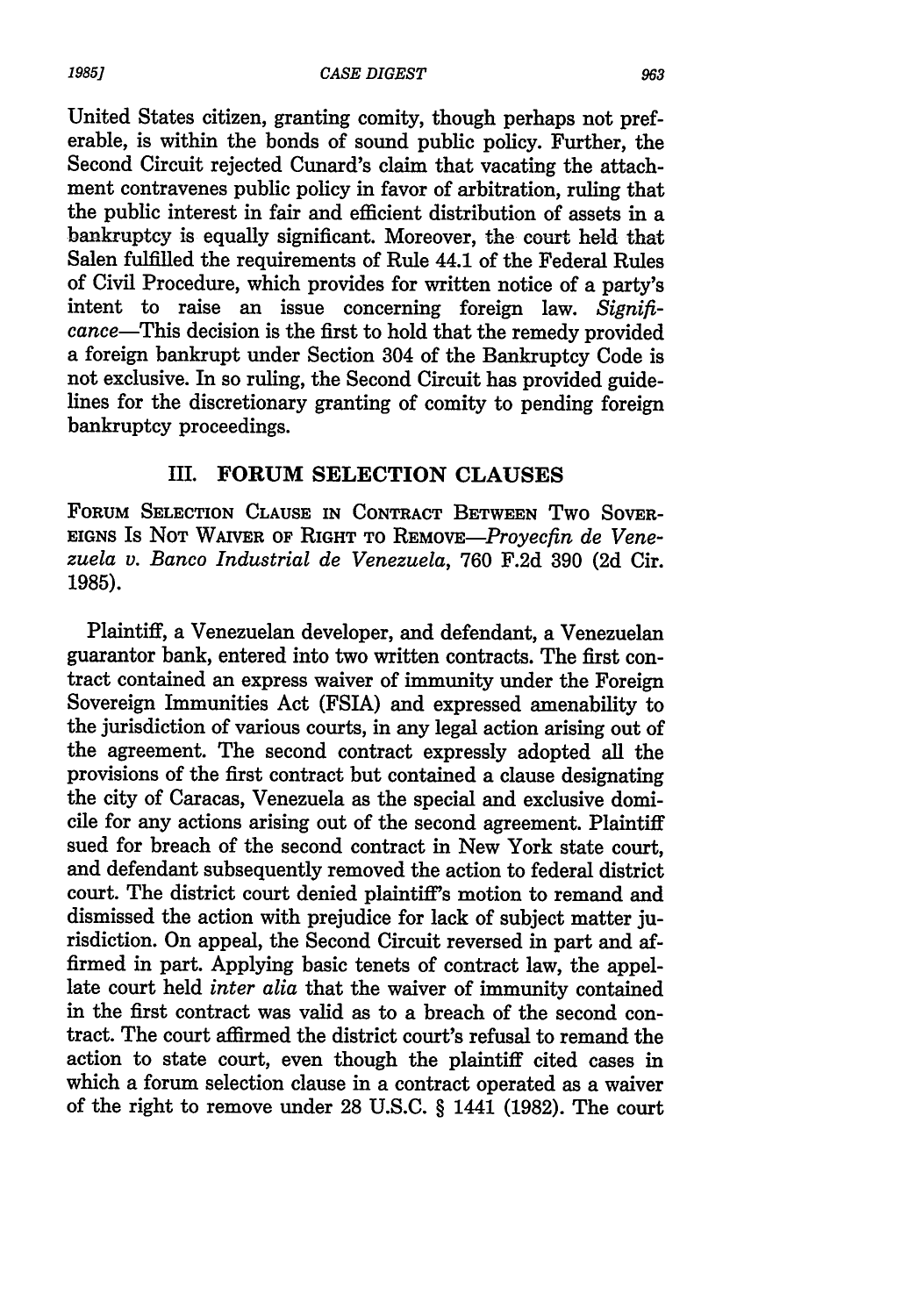United States citizen, granting comity, though perhaps not preferable, is within the bonds of sound public policy. Further, the Second Circuit rejected Cunard's claim that vacating the attachment contravenes public policy in favor of arbitration, ruling that the public interest in fair and efficient distribution of assets in a bankruptcy is equally significant. Moreover, the court held that Salen fulfilled the requirements of Rule 44.1 of the Federal Rules of Civil Procedure, which provides for written notice of a party's intent to raise an issue concerning foreign law. *Significance*—This decision is the first to hold that the remedy provided a foreign bankrupt under Section 304 of the Bankruptcy Code is not exclusive. In so ruling, the Second Circuit has provided guidelines for the discretionary granting of comity to pending foreign bankruptcy proceedings.

## III. FORUM SELECTION CLAUSES

FORUM SELECTION CLAUSE IN CONTRACT BETWEEN TWO SOVEREIGNS IS NOT WAIVER OF RIGHT TO REMOVE—*Proyecfin de Venezuela v. Banco Industrial de Venezuela*, 760 F.2d 390 (2d Cir. 1985).

Plaintiff, a Venezuelan developer, and defendant, a Venezuelan guarantor bank, entered into two written contracts. The first contract contained an express waiver of immunity under the Foreign Sovereign Immunities Act (FSIA) and expressed amenability to the jurisdiction of various courts, in any legal action arising out of the agreement. The second contract expressly adopted all the provisions of the first contract but contained a clause designating the city of Caracas, Venezuela as the special and exclusive domicile for any actions arising out of the second agreement. Plaintiff sued for breach of the second contract in New York state court, and defendant subsequently removed the action to federal district court. The district court denied plaintiff's motion to remand and dismissed the action with prejudice for lack of subject matter jurisdiction. On appeal, the Second Circuit reversed in part and affirmed in part. Applying basic tenets of contract law, the appellate court held *inter alia* that the waiver of immunity contained in the first contract was valid as to a breach of the second contract. The court affirmed the district court's refusal to remand the action to state court, even though the plaintiff cited cases in which a forum selection clause in a contract operated as a waiver of the right to remove under 28 U.S.C. § 1441 (1982). The court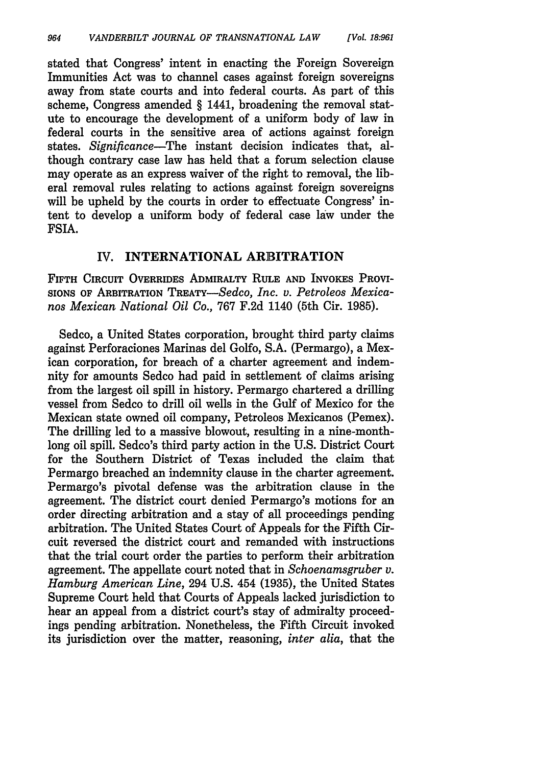stated that Congress' intent in enacting the Foreign Sovereign Immunities Act was to channel cases against foreign sovereigns away from state courts and into federal courts. As part of this scheme, Congress amended § 1441, broadening the removal statute to encourage the development of a uniform body of law in federal courts in the sensitive area of actions against foreign states. *Significance*—The instant decision indicates that, although contrary case law has held that a forum selection clause may operate as an express waiver of the right to removal, the liberal removal rules relating to actions against foreign sovereigns will be upheld by the courts in order to effectuate Congress' intent to develop a uniform body of federal case law under the FSIA.

## IV. INTERNATIONAL ARBITRATION

FIFTH CIRCUIT OVERRIDES ADMIRALTY RULE AND INVOKES PROVISIONS OF ARBITRATION TREATY—*Sedco, Inc. v. Petroleos Mexicanos Mexican National Oil Co.*, 767 F.2d 1140 (5th Cir. 1985).

Sedco, a United States corporation, brought third party claims against Perforaciones Marinas del Golfo, S.A. (Permargo), a Mexican corporation, for breach of a charter agreement and indemnity for amounts Sedco had paid in settlement of claims arising from the largest oil spill in history. Permargo chartered a drilling vessel from Sedco to drill oil wells in the Gulf of Mexico for the Mexican state owned oil company, Petroleos Mexicanos (Pemex). The drilling led to a massive blowout, resulting in a nine-month-long oil spill. Sedco's third party action in the U.S. District Court for the Southern District of Texas included the claim that Permargo breached an indemnity clause in the charter agreement. Permargo's pivotal defense was the arbitration clause in the agreement. The district court denied Permargo's motions for an order directing arbitration and a stay of all proceedings pending arbitration. The United States Court of Appeals for the Fifth Circuit reversed the district court and remanded with instructions that the trial court order the parties to perform their arbitration agreement. The appellate court noted that in *Schoenamsgruber v. Hamburg American Line*, 294 U.S. 454 (1935), the United States Supreme Court held that Courts of Appeals lacked jurisdiction to hear an appeal from a district court's stay of admiralty proceedings pending arbitration. Nonetheless, the Fifth Circuit invoked its jurisdiction over the matter, reasoning, *inter alia*, that the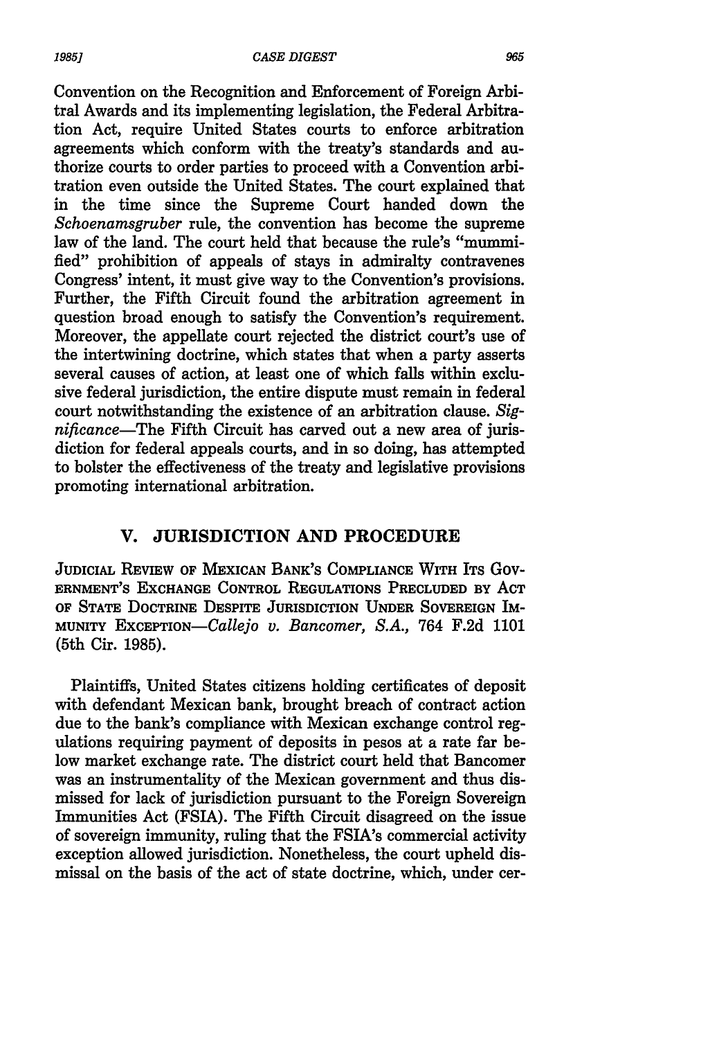Convention on the Recognition and Enforcement of Foreign Arbitral Awards and its implementing legislation, the Federal Arbitration Act, require United States courts to enforce arbitration agreements which conform with the treaty's standards and authorize courts to order parties to proceed with a Convention arbitration even outside the United States. The court explained that in the time since the Supreme Court handed down the *Schoenamsgruber* rule, the convention has become the supreme law of the land. The court held that because the rule's "mummified" prohibition of appeals of stays in admiralty contravenes Congress' intent, it must give way to the Convention's provisions. Further, the Fifth Circuit found the arbitration agreement in question broad enough to satisfy the Convention's requirement. Moreover, the appellate court rejected the district court's use of the intertwining doctrine, which states that when a party asserts several causes of action, at least one of which falls within exclusive federal jurisdiction, the entire dispute must remain in federal court notwithstanding the existence of an arbitration clause. *Significance*—The Fifth Circuit has carved out a new area of jurisdiction for federal appeals courts, and in so doing, has attempted to bolster the effectiveness of the treaty and legislative provisions promoting international arbitration.

## V. JURISDICTION AND PROCEDURE

JUDICIAL REVIEW OF MEXICAN BANK'S COMPLIANCE WITH ITS GOVERNMENT'S EXCHANGE CONTROL REGULATIONS PRECLUDED BY ACT OF STATE DOCTRINE DESPITE JURISDICTION UNDER SOVEREIGN IMMUNITY EXCEPTION—*Callejo v. Bancomer, S.A.*, 764 F.2d 1101 (5th Cir. 1985).

Plaintiffs, United States citizens holding certificates of deposit with defendant Mexican bank, brought breach of contract action due to the bank's compliance with Mexican exchange control regulations requiring payment of deposits in pesos at a rate far below market exchange rate. The district court held that Bancomer was an instrumentality of the Mexican government and thus dismissed for lack of jurisdiction pursuant to the Foreign Sovereign Immunities Act (FSIA). The Fifth Circuit disagreed on the issue of sovereign immunity, ruling that the FSIA's commercial activity exception allowed jurisdiction. Nonetheless, the court upheld dismissal on the basis of the act of state doctrine, which, under cer-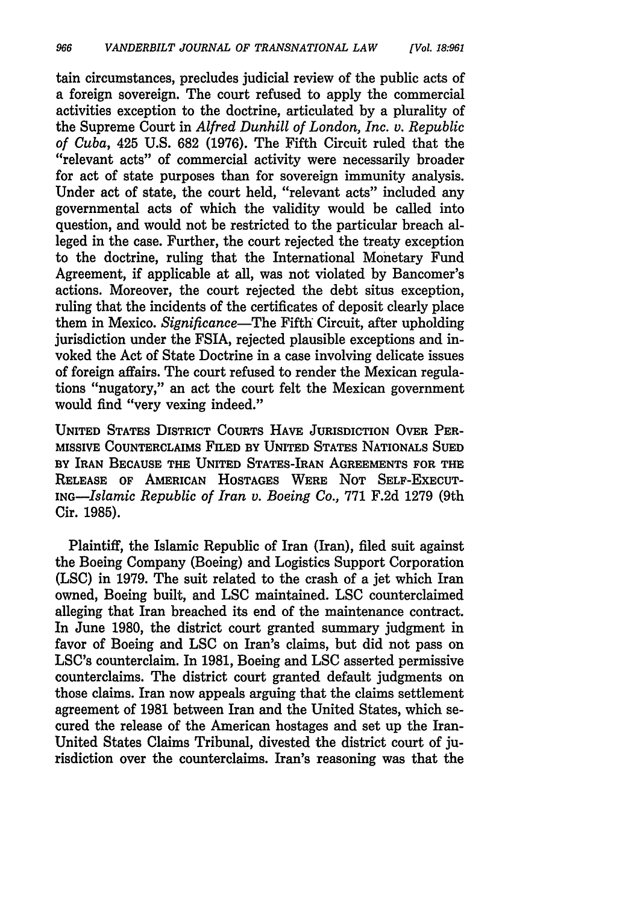tain circumstances, precludes judicial review of the public acts of a foreign sovereign. The court refused to apply the commercial activities exception to the doctrine, articulated by a plurality of the Supreme Court in *Alfred Dunhill of London, Inc. v. Republic of Cuba*, 425 U.S. 682 (1976). The Fifth Circuit ruled that the "relevant acts" of commercial activity were necessarily broader for act of state purposes than for sovereign immunity analysis. Under act of state, the court held, "relevant acts" included any governmental acts of which the validity would be called into question, and would not be restricted to the particular breach alleged in the case. Further, the court rejected the treaty exception to the doctrine, ruling that the International Monetary Fund Agreement, if applicable at all, was not violated by Bancomer's actions. Moreover, the court rejected the debt situs exception, ruling that the incidents of the certificates of deposit clearly place them in Mexico. *Significance*—The Fifth Circuit, after upholding jurisdiction under the FSIA, rejected plausible exceptions and invoked the Act of State Doctrine in a case involving delicate issues of foreign affairs. The court refused to render the Mexican regulations "nugatory," an act the court felt the Mexican government would find "very vexing indeed."

UNITED STATES DISTRICT COURTS HAVE JURISDICTION OVER PERMISSIVE COUNTERCLAIMS FILED BY UNITED STATES NATIONALS SUED BY IRAN BECAUSE THE UNITED STATES-IRAN AGREEMENTS FOR THE RELEASE OF AMERICAN HOSTAGES WERE NOT SELF-EXECUTING—*Islamic Republic of Iran v. Boeing Co.*, 771 F.2d 1279 (9th Cir. 1985).

Plaintiff, the Islamic Republic of Iran (Iran), filed suit against the Boeing Company (Boeing) and Logistics Support Corporation (LSC) in 1979. The suit related to the crash of a jet which Iran owned, Boeing built, and LSC maintained. LSC counterclaimed alleging that Iran breached its end of the maintenance contract. In June 1980, the district court granted summary judgment in favor of Boeing and LSC on Iran's claims, but did not pass on LSC's counterclaim. In 1981, Boeing and LSC asserted permissive counterclaims. The district court granted default judgments on those claims. Iran now appeals arguing that the claims settlement agreement of 1981 between Iran and the United States, which secured the release of the American hostages and set up the Iran-United States Claims Tribunal, divested the district court of jurisdiction over the counterclaims. Iran's reasoning was that the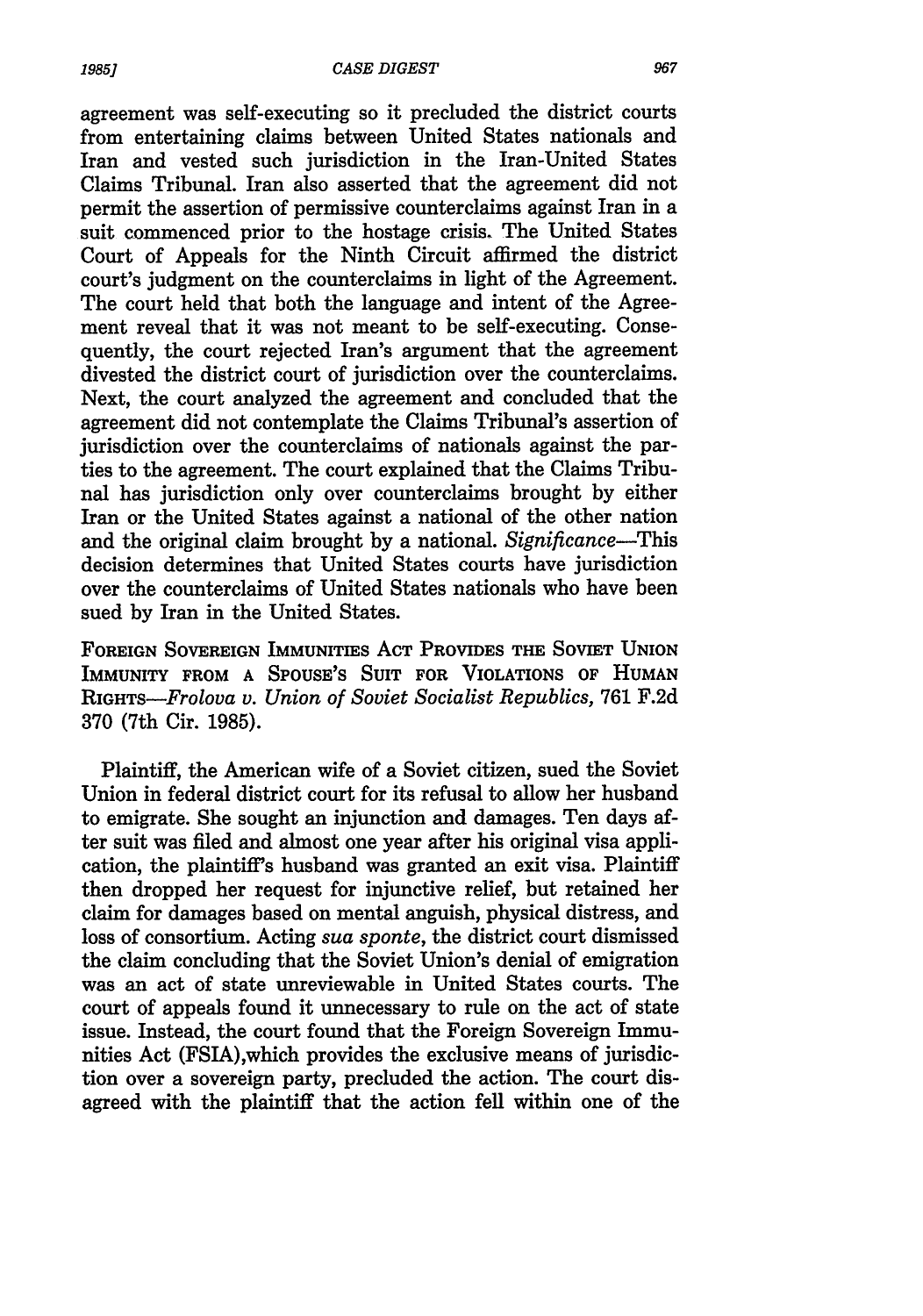agreement was self-executing so it precluded the district courts from entertaining claims between United States nationals and Iran and vested such jurisdiction in the Iran-United States Claims Tribunal. Iran also asserted that the agreement did not permit the assertion of permissive counterclaims against Iran in a suit commenced prior to the hostage crisis. The United States Court of Appeals for the Ninth Circuit affirmed the district court's judgment on the counterclaims in light of the Agreement. The court held that both the language and intent of the Agreement reveal that it was not meant to be self-executing. Consequently, the court rejected Iran's argument that the agreement divested the district court of jurisdiction over the counterclaims. Next, the court analyzed the agreement and concluded that the agreement did not contemplate the Claims Tribunal's assertion of jurisdiction over the counterclaims of nationals against the parties to the agreement. The court explained that the Claims Tribunal has jurisdiction only over counterclaims brought by either Iran or the United States against a national of the other nation and the original claim brought by a national. *Significance*—This decision determines that United States courts have jurisdiction over the counterclaims of United States nationals who have been sued by Iran in the United States.

FOREIGN SOVEREIGN IMMUNITIES ACT PROVIDES THE SOVIET UNION IMMUNITY FROM A SPOUSE'S SUIT FOR VIOLATIONS OF HUMAN RIGHTS—*Frolova v. Union of Soviet Socialist Republics*, 761 F.2d 370 (7th Cir. 1985).

Plaintiff, the American wife of a Soviet citizen, sued the Soviet Union in federal district court for its refusal to allow her husband to emigrate. She sought an injunction and damages. Ten days after suit was filed and almost one year after his original visa application, the plaintiff's husband was granted an exit visa. Plaintiff then dropped her request for injunctive relief, but retained her claim for damages based on mental anguish, physical distress, and loss of consortium. Acting *sua sponte*, the district court dismissed the claim concluding that the Soviet Union's denial of emigration was an act of state unreviewable in United States courts. The court of appeals found it unnecessary to rule on the act of state issue. Instead, the court found that the Foreign Sovereign Immunities Act (FSIA),which provides the exclusive means of jurisdiction over a sovereign party, precluded the action. The court disagreed with the plaintiff that the action fell within one of the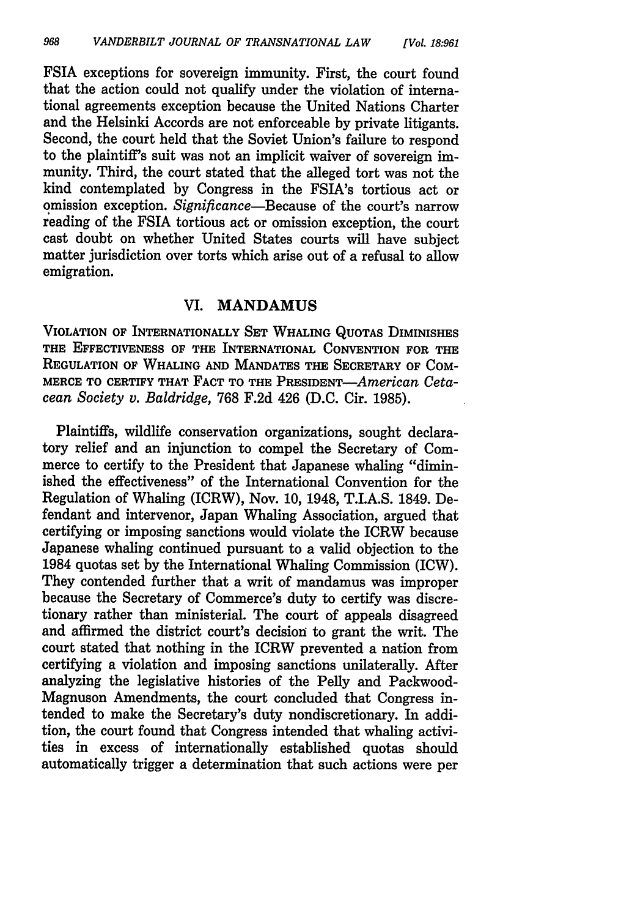FSIA exceptions for sovereign immunity. First, the court found that the action could not qualify under the violation of international agreements exception because the United Nations Charter and the Helsinki Accords are not enforceable by private litigants. Second, the court held that the Soviet Union's failure to respond to the plaintiff's suit was not an implicit waiver of sovereign immunity. Third, the court stated that the alleged tort was not the kind contemplated by Congress in the FSIA's tortious act or omission exception. *Significance*—Because of the court's narrow reading of the FSIA tortious act or omission exception, the court cast doubt on whether United States courts will have subject matter jurisdiction over torts which arise out of a refusal to allow emigration.

## VI. MANDAMUS

VIOLATION OF INTERNATIONALLY SET WHALING QUOTAS DIMINISHES THE EFFECTIVENESS OF THE INTERNATIONAL CONVENTION FOR THE REGULATION OF WHALING AND MANDATES THE SECRETARY OF COMMERCE TO CERTIFY THAT FACT TO THE PRESIDENT—*American Cetacean Society v. Baldridge*, 768 F.2d 426 (D.C. Cir. 1985).

Plaintiffs, wildlife conservation organizations, sought declaratory relief and an injunction to compel the Secretary of Commerce to certify to the President that Japanese whaling "diminished the effectiveness" of the International Convention for the Regulation of Whaling (ICRW), Nov. 10, 1948, T.I.A.S. 1849. Defendant and intervenor, Japan Whaling Association, argued that certifying or imposing sanctions would violate the ICRW because Japanese whaling continued pursuant to a valid objection to the 1984 quotas set by the International Whaling Commission (ICW). They contended further that a writ of mandamus was improper because the Secretary of Commerce's duty to certify was discretionary rather than ministerial. The court of appeals disagreed and affirmed the district court's decision to grant the writ. The court stated that nothing in the ICRW prevented a nation from certifying a violation and imposing sanctions unilaterally. After analyzing the legislative histories of the Pelly and Packwood-Magnuson Amendments, the court concluded that Congress intended to make the Secretary's duty nondiscretionary. In addition, the court found that Congress intended that whaling activities in excess of internationally established quotas should automatically trigger a determination that such actions were per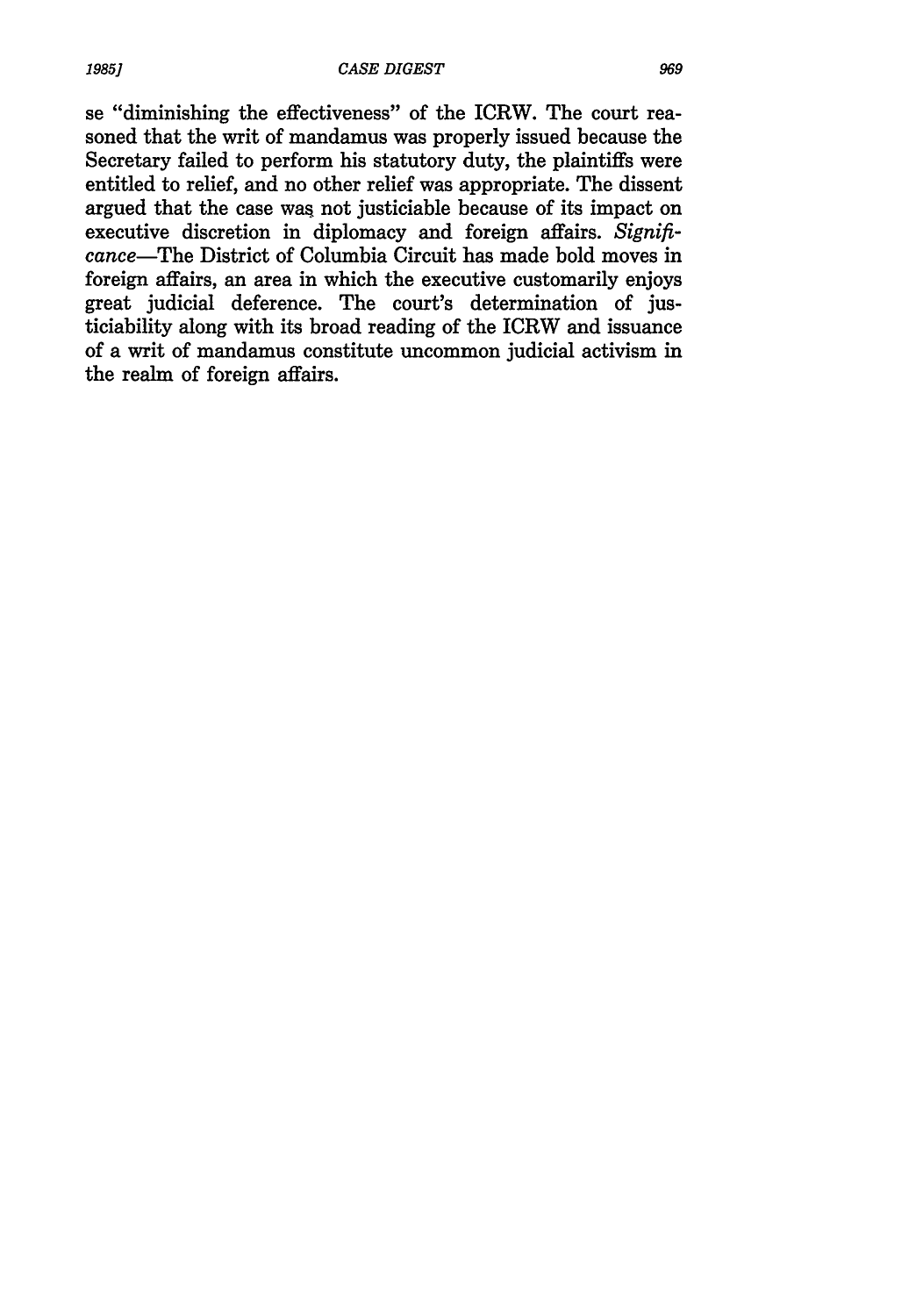se "diminishing the effectiveness" of the ICRW. The court reasoned that the writ of mandamus was properly issued because the Secretary failed to perform his statutory duty, the plaintiffs were entitled to relief, and no other relief was appropriate. The dissent argued that the case was not justiciable because of its impact on executive discretion in diplomacy and foreign affairs. *Significance*—The District of Columbia Circuit has made bold moves in foreign affairs, an area in which the executive customarily enjoys great judicial deference. The court's determination of justiciability along with its broad reading of the ICRW and issuance of a writ of mandamus constitute uncommon judicial activism in the realm of foreign affairs.